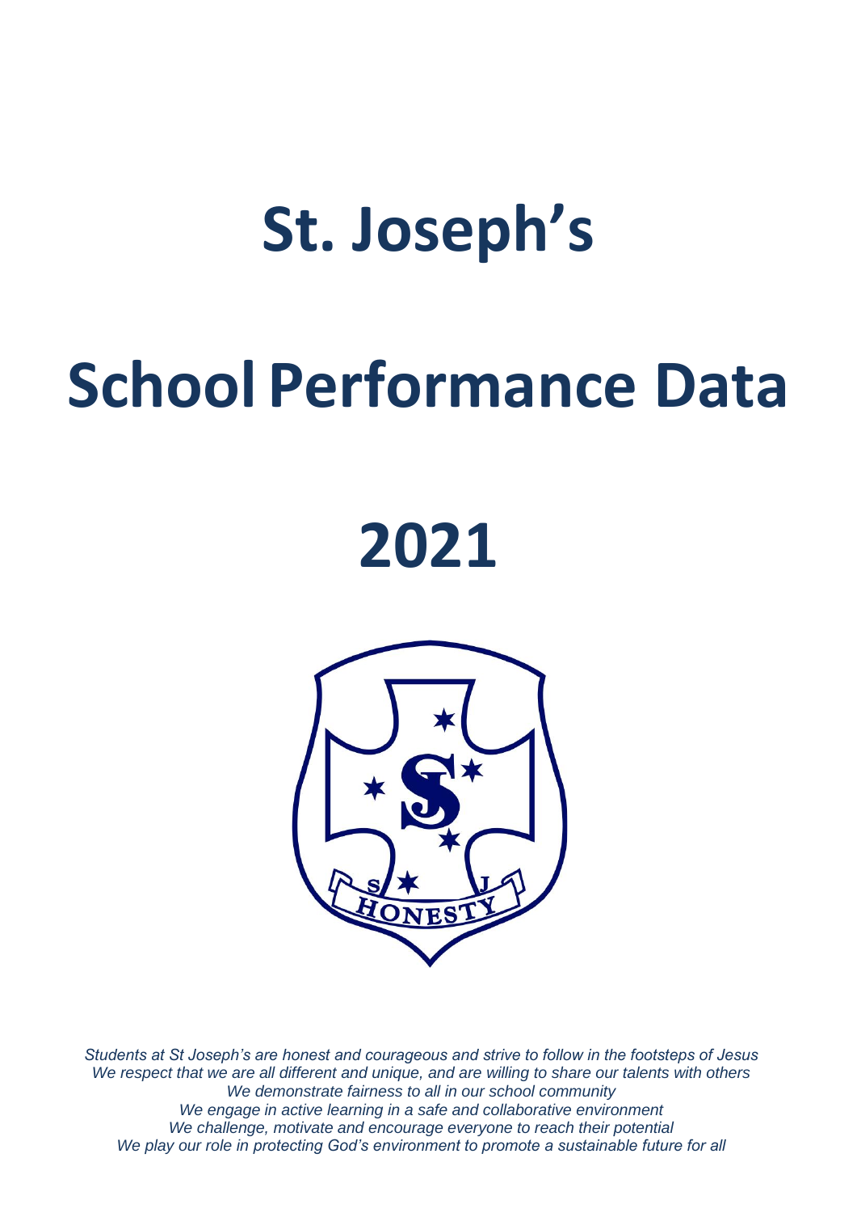# St. Joseph's

# School Performance Data

# 2021

*Students at St Joseph's are honest and courageous and strive to follow in the footsteps of Jesus*
*We respect that we are all different and unique, and are willing to share our talents with others*
*We demonstrate fairness to all in our school community*
*We engage in active learning in a safe and collaborative environment*
*We challenge, motivate and encourage everyone to reach their potential*
*We play our role in protecting God's environment to promote a sustainable future for all*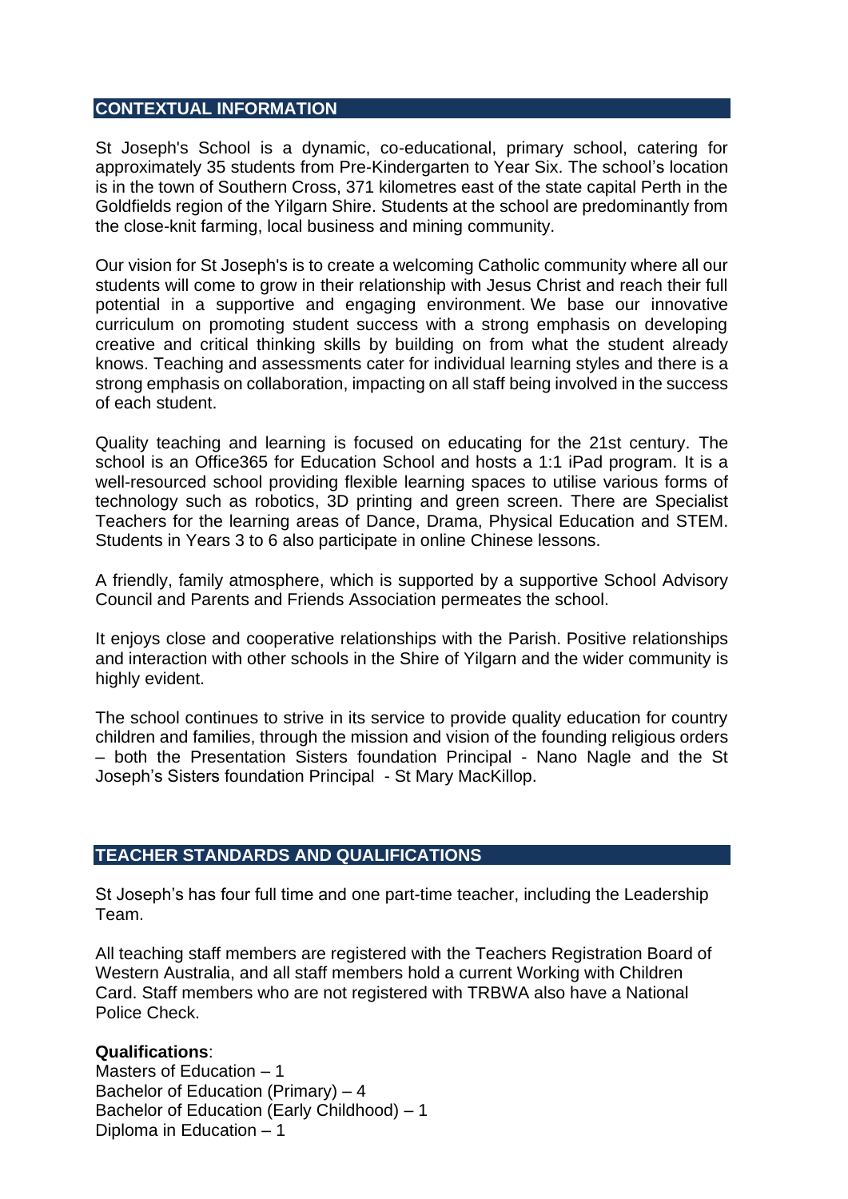## CONTEXTUAL INFORMATION

St Joseph's School is a dynamic, co-educational, primary school, catering for approximately 35 students from Pre-Kindergarten to Year Six. The school's location is in the town of Southern Cross, 371 kilometres east of the state capital Perth in the Goldfields region of the Yilgarn Shire. Students at the school are predominantly from the close-knit farming, local business and mining community.

Our vision for St Joseph's is to create a welcoming Catholic community where all our students will come to grow in their relationship with Jesus Christ and reach their full potential in a supportive and engaging environment. We base our innovative curriculum on promoting student success with a strong emphasis on developing creative and critical thinking skills by building on from what the student already knows. Teaching and assessments cater for individual learning styles and there is a strong emphasis on collaboration, impacting on all staff being involved in the success of each student.

Quality teaching and learning is focused on educating for the 21st century. The school is an Office365 for Education School and hosts a 1:1 iPad program. It is a well-resourced school providing flexible learning spaces to utilise various forms of technology such as robotics, 3D printing and green screen. There are Specialist Teachers for the learning areas of Dance, Drama, Physical Education and STEM. Students in Years 3 to 6 also participate in online Chinese lessons.

A friendly, family atmosphere, which is supported by a supportive School Advisory Council and Parents and Friends Association permeates the school.

It enjoys close and cooperative relationships with the Parish. Positive relationships and interaction with other schools in the Shire of Yilgarn and the wider community is highly evident.

The school continues to strive in its service to provide quality education for country children and families, through the mission and vision of the founding religious orders – both the Presentation Sisters foundation Principal - Nano Nagle and the St Joseph's Sisters foundation Principal - St Mary MacKillop.

## TEACHER STANDARDS AND QUALIFICATIONS

St Joseph's has four full time and one part-time teacher, including the Leadership Team.

All teaching staff members are registered with the Teachers Registration Board of Western Australia, and all staff members hold a current Working with Children Card. Staff members who are not registered with TRBWA also have a National Police Check.

**Qualifications**:
Masters of Education – 1
Bachelor of Education (Primary) – 4
Bachelor of Education (Early Childhood) – 1
Diploma in Education – 1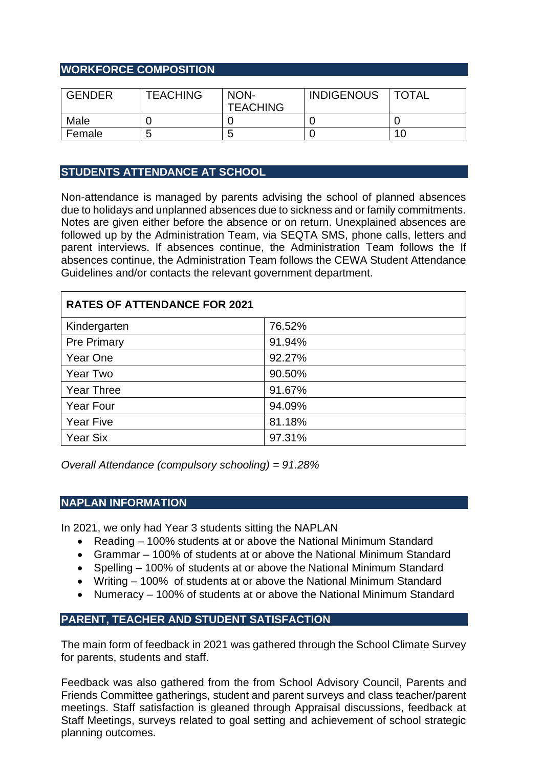## WORKFORCE COMPOSITION

| GENDER | TEACHING | NON-TEACHING | INDIGENOUS | TOTAL |
|---|---|---|---|---|
| Male | 0 | 0 | 0 | 0 |
| Female | 5 | 5 | 0 | 10 |

## STUDENTS ATTENDANCE AT SCHOOL

Non-attendance is managed by parents advising the school of planned absences due to holidays and unplanned absences due to sickness and or family commitments. Notes are given either before the absence or on return. Unexplained absences are followed up by the Administration Team, via SEQTA SMS, phone calls, letters and parent interviews. If absences continue, the Administration Team follows the If absences continue, the Administration Team follows the CEWA Student Attendance Guidelines and/or contacts the relevant government department.

| RATES OF ATTENDANCE FOR 2021 | |
|---|---|
| Kindergarten | 76.52% |
| Pre Primary | 91.94% |
| Year One | 92.27% |
| Year Two | 90.50% |
| Year Three | 91.67% |
| Year Four | 94.09% |
| Year Five | 81.18% |
| Year Six | 97.31% |

*Overall Attendance (compulsory schooling) = 91.28%*

## NAPLAN INFORMATION

In 2021, we only had Year 3 students sitting the NAPLAN

- Reading – 100% students at or above the National Minimum Standard
- Grammar – 100% of students at or above the National Minimum Standard
- Spelling – 100% of students at or above the National Minimum Standard
- Writing – 100% of students at or above the National Minimum Standard
- Numeracy – 100% of students at or above the National Minimum Standard

## PARENT, TEACHER AND STUDENT SATISFACTION

The main form of feedback in 2021 was gathered through the School Climate Survey for parents, students and staff.

Feedback was also gathered from the from School Advisory Council, Parents and Friends Committee gatherings, student and parent surveys and class teacher/parent meetings. Staff satisfaction is gleaned through Appraisal discussions, feedback at Staff Meetings, surveys related to goal setting and achievement of school strategic planning outcomes.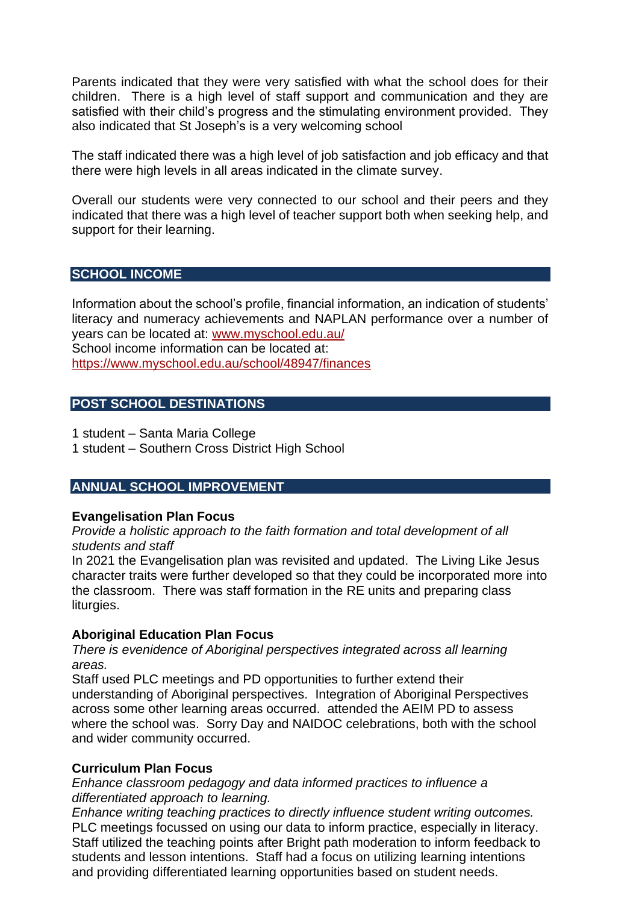Parents indicated that they were very satisfied with what the school does for their children. There is a high level of staff support and communication and they are satisfied with their child's progress and the stimulating environment provided. They also indicated that St Joseph's is a very welcoming school

The staff indicated there was a high level of job satisfaction and job efficacy and that there were high levels in all areas indicated in the climate survey.

Overall our students were very connected to our school and their peers and they indicated that there was a high level of teacher support both when seeking help, and support for their learning.

## SCHOOL INCOME

Information about the school's profile, financial information, an indication of students' literacy and numeracy achievements and NAPLAN performance over a number of years can be located at: [www.myschool.edu.au/](www.myschool.edu.au/)
School income information can be located at:
[https://www.myschool.edu.au/school/48947/finances](https://www.myschool.edu.au/school/48947/finances)

## POST SCHOOL DESTINATIONS

1 student – Santa Maria College
1 student – Southern Cross District High School

## ANNUAL SCHOOL IMPROVEMENT

### Evangelisation Plan Focus

*Provide a holistic approach to the faith formation and total development of all students and staff*
In 2021 the Evangelisation plan was revisited and updated. The Living Like Jesus character traits were further developed so that they could be incorporated more into the classroom. There was staff formation in the RE units and preparing class liturgies.

### Aboriginal Education Plan Focus

*There is evenidence of Aboriginal perspectives integrated across all learning areas.*
Staff used PLC meetings and PD opportunities to further extend their understanding of Aboriginal perspectives. Integration of Aboriginal Perspectives across some other learning areas occurred. attended the AEIM PD to assess where the school was. Sorry Day and NAIDOC celebrations, both with the school and wider community occurred.

### Curriculum Plan Focus

*Enhance classroom pedagogy and data informed practices to influence a differentiated approach to learning.*
*Enhance writing teaching practices to directly influence student writing outcomes.*
PLC meetings focussed on using our data to inform practice, especially in literacy. Staff utilized the teaching points after Bright path moderation to inform feedback to students and lesson intentions. Staff had a focus on utilizing learning intentions and providing differentiated learning opportunities based on student needs.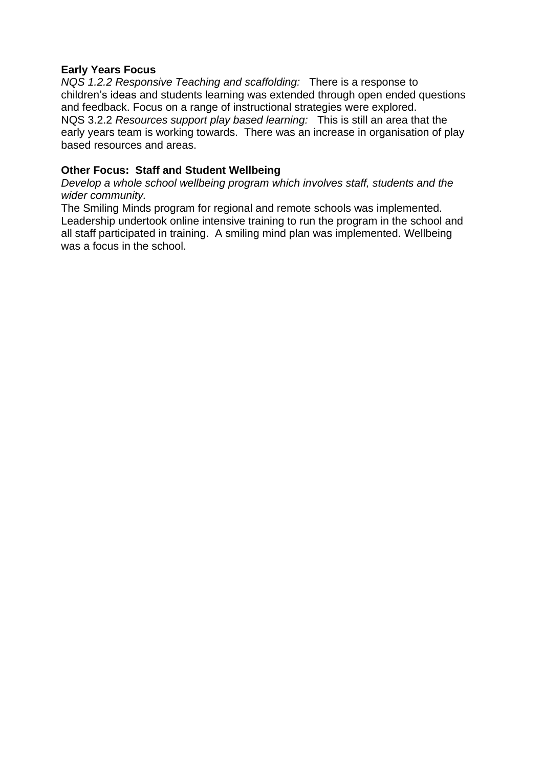**Early Years Focus**

*NQS 1.2.2 Responsive Teaching and scaffolding:* There is a response to children's ideas and students learning was extended through open ended questions and feedback. Focus on a range of instructional strategies were explored.

NQS 3.2.2 *Resources support play based learning:* This is still an area that the early years team is working towards. There was an increase in organisation of play based resources and areas.

**Other Focus: Staff and Student Wellbeing**

*Develop a whole school wellbeing program which involves staff, students and the wider community.*

The Smiling Minds program for regional and remote schools was implemented. Leadership undertook online intensive training to run the program in the school and all staff participated in training. A smiling mind plan was implemented. Wellbeing was a focus in the school.